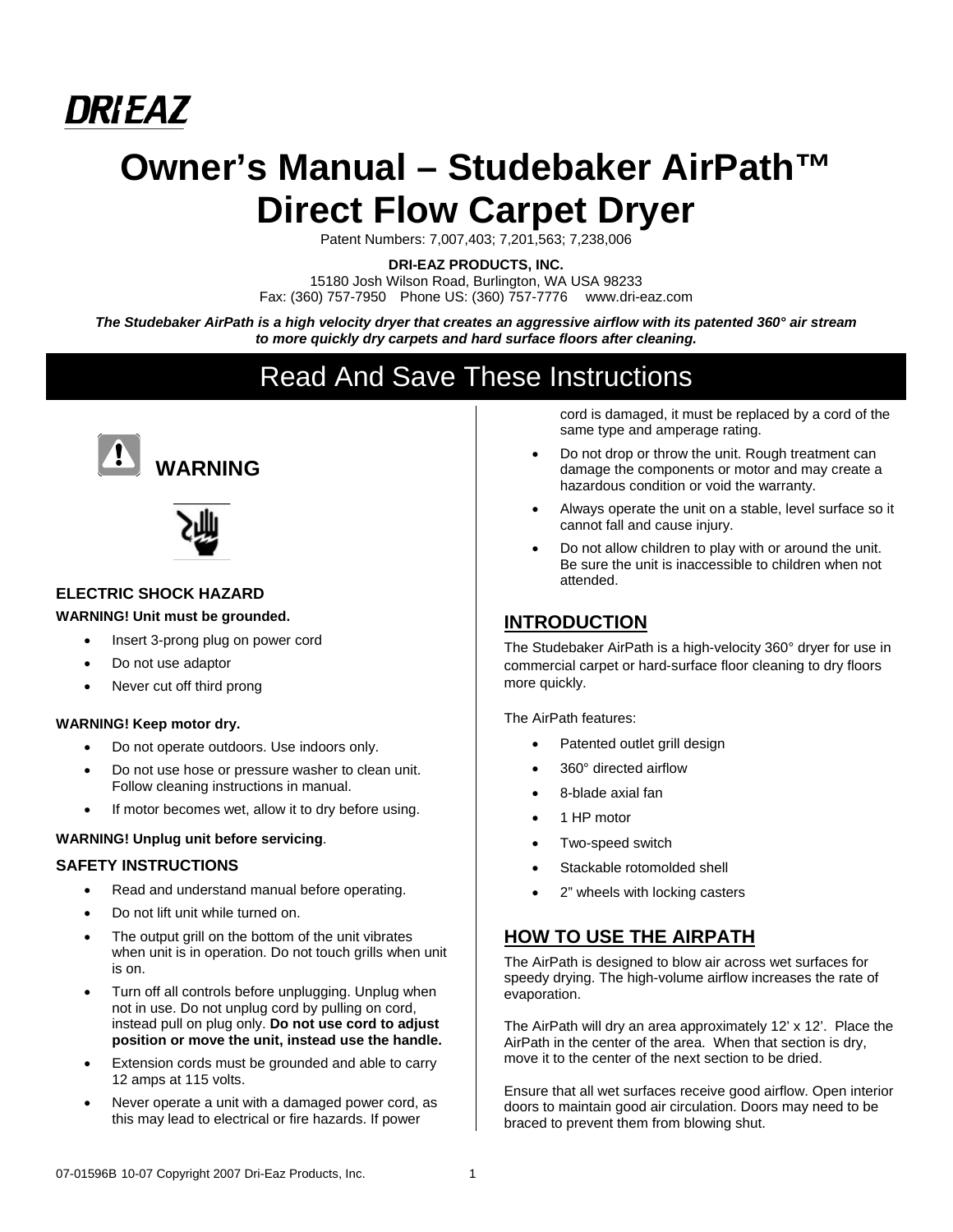DRI-EAZ

# Owner's Manual – Studebaker AirPath™ Direct Flow Carpet Dryer

Patent Numbers: 7,007,403; 7,201,563; 7,238,006

**DRI-EAZ PRODUCTS, INC.**
15180 Josh Wilson Road, Burlington, WA USA 98233
Fax: (360) 757-7950 Phone US: (360) 757-7776 www.dri-eaz.com

***The Studebaker AirPath is a high velocity dryer that creates an aggressive airflow with its patented 360° air stream to more quickly dry carpets and hard surface floors after cleaning.***

## Read And Save These Instructions

### WARNING

#### ELECTRIC SHOCK HAZARD

**WARNING! Unit must be grounded.**

- Insert 3-prong plug on power cord
- Do not use adaptor
- Never cut off third prong

**WARNING! Keep motor dry.**

- Do not operate outdoors. Use indoors only.
- Do not use hose or pressure washer to clean unit. Follow cleaning instructions in manual.
- If motor becomes wet, allow it to dry before using.

**WARNING! Unplug unit before servicing**.

#### SAFETY INSTRUCTIONS

- Read and understand manual before operating.
- Do not lift unit while turned on.
- The output grill on the bottom of the unit vibrates when unit is in operation. Do not touch grills when unit is on.
- Turn off all controls before unplugging. Unplug when not in use. Do not unplug cord by pulling on cord, instead pull on plug only. **Do not use cord to adjust position or move the unit, instead use the handle.**
- Extension cords must be grounded and able to carry 12 amps at 115 volts.
- Never operate a unit with a damaged power cord, as this may lead to electrical or fire hazards. If power cord is damaged, it must be replaced by a cord of the same type and amperage rating.
- Do not drop or throw the unit. Rough treatment can damage the components or motor and may create a hazardous condition or void the warranty.
- Always operate the unit on a stable, level surface so it cannot fall and cause injury.
- Do not allow children to play with or around the unit. Be sure the unit is inaccessible to children when not attended.

## INTRODUCTION

The Studebaker AirPath is a high-velocity 360° dryer for use in commercial carpet or hard-surface floor cleaning to dry floors more quickly.

The AirPath features:

- Patented outlet grill design
- 360° directed airflow
- 8-blade axial fan
- 1 HP motor
- Two-speed switch
- Stackable rotomolded shell
- 2" wheels with locking casters

## HOW TO USE THE AIRPATH

The AirPath is designed to blow air across wet surfaces for speedy drying. The high-volume airflow increases the rate of evaporation.

The AirPath will dry an area approximately 12' x 12'. Place the AirPath in the center of the area. When that section is dry, move it to the center of the next section to be dried.

Ensure that all wet surfaces receive good airflow. Open interior doors to maintain good air circulation. Doors may need to be braced to prevent them from blowing shut.

07-01596B 10-07 Copyright 2007 Dri-Eaz Products, Inc.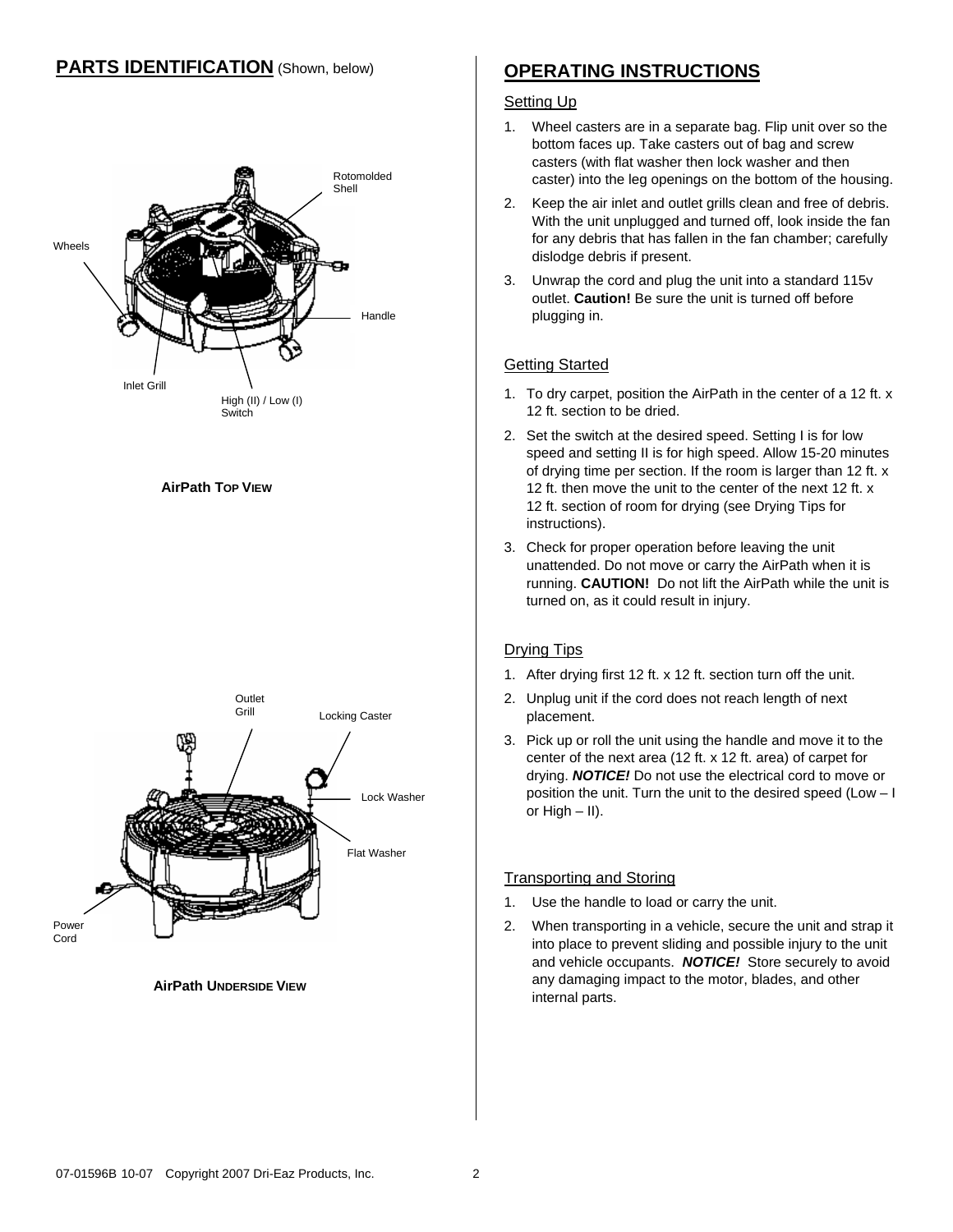## PARTS IDENTIFICATION (Shown, below)

Rotomolded Shell

Wheels

Handle

Inlet Grill

High (II) / Low (I) Switch

**AirPath TOP VIEW**

Outlet Grill

Locking Caster

Lock Washer

Flat Washer

Power Cord

**AirPath UNDERSIDE VIEW**

## OPERATING INSTRUCTIONS

### Setting Up

1. Wheel casters are in a separate bag. Flip unit over so the bottom faces up. Take casters out of bag and screw casters (with flat washer then lock washer and then caster) into the leg openings on the bottom of the housing.
2. Keep the air inlet and outlet grills clean and free of debris. With the unit unplugged and turned off, look inside the fan for any debris that has fallen in the fan chamber; carefully dislodge debris if present.
3. Unwrap the cord and plug the unit into a standard 115v outlet. **Caution!** Be sure the unit is turned off before plugging in.

### Getting Started

1. To dry carpet, position the AirPath in the center of a 12 ft. x 12 ft. section to be dried.
2. Set the switch at the desired speed. Setting I is for low speed and setting II is for high speed. Allow 15-20 minutes of drying time per section. If the room is larger than 12 ft. x 12 ft. then move the unit to the center of the next 12 ft. x 12 ft. section of room for drying (see Drying Tips for instructions).
3. Check for proper operation before leaving the unit unattended. Do not move or carry the AirPath when it is running. **CAUTION!** Do not lift the AirPath while the unit is turned on, as it could result in injury.

### Drying Tips

1. After drying first 12 ft. x 12 ft. section turn off the unit.
2. Unplug unit if the cord does not reach length of next placement.
3. Pick up or roll the unit using the handle and move it to the center of the next area (12 ft. x 12 ft. area) of carpet for drying. ***NOTICE!*** Do not use the electrical cord to move or position the unit. Turn the unit to the desired speed (Low – I or High – II).

### Transporting and Storing

1. Use the handle to load or carry the unit.
2. When transporting in a vehicle, secure the unit and strap it into place to prevent sliding and possible injury to the unit and vehicle occupants. ***NOTICE!*** Store securely to avoid any damaging impact to the motor, blades, and other internal parts.

07-01596B 10-07 Copyright 2007 Dri-Eaz Products, Inc.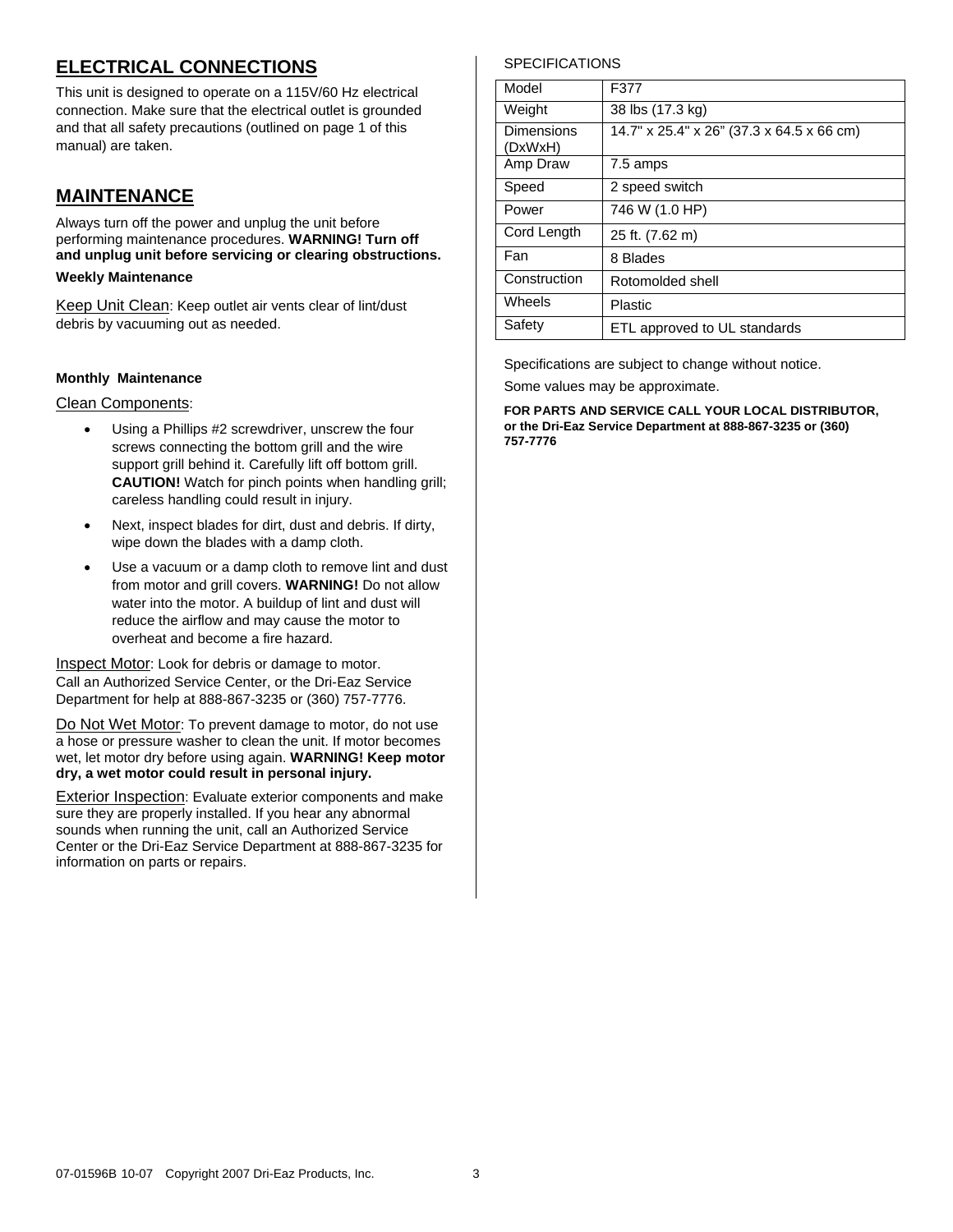## ELECTRICAL CONNECTIONS

This unit is designed to operate on a 115V/60 Hz electrical connection. Make sure that the electrical outlet is grounded and that all safety precautions (outlined on page 1 of this manual) are taken.

## MAINTENANCE

Always turn off the power and unplug the unit before performing maintenance procedures. **WARNING! Turn off and unplug unit before servicing or clearing obstructions.**

**Weekly Maintenance**

Keep Unit Clean: Keep outlet air vents clear of lint/dust debris by vacuuming out as needed.

**Monthly Maintenance**

Clean Components:

- Using a Phillips #2 screwdriver, unscrew the four screws connecting the bottom grill and the wire support grill behind it. Carefully lift off bottom grill. **CAUTION!** Watch for pinch points when handling grill; careless handling could result in injury.
- Next, inspect blades for dirt, dust and debris. If dirty, wipe down the blades with a damp cloth.
- Use a vacuum or a damp cloth to remove lint and dust from motor and grill covers. **WARNING!** Do not allow water into the motor. A buildup of lint and dust will reduce the airflow and may cause the motor to overheat and become a fire hazard.

Inspect Motor: Look for debris or damage to motor. Call an Authorized Service Center, or the Dri-Eaz Service Department for help at 888-867-3235 or (360) 757-7776.

Do Not Wet Motor: To prevent damage to motor, do not use a hose or pressure washer to clean the unit. If motor becomes wet, let motor dry before using again. **WARNING! Keep motor dry, a wet motor could result in personal injury.**

Exterior Inspection: Evaluate exterior components and make sure they are properly installed. If you hear any abnormal sounds when running the unit, call an Authorized Service Center or the Dri-Eaz Service Department at 888-867-3235 for information on parts or repairs.

SPECIFICATIONS

| Model | F377 |
|---|---|
| Weight | 38 lbs (17.3 kg) |
| Dimensions (DxWxH) | 14.7" x 25.4" x 26" (37.3 x 64.5 x 66 cm) |
| Amp Draw | 7.5 amps |
| Speed | 2 speed switch |
| Power | 746 W (1.0 HP) |
| Cord Length | 25 ft. (7.62 m) |
| Fan | 8 Blades |
| Construction | Rotomolded shell |
| Wheels | Plastic |
| Safety | ETL approved to UL standards |

Specifications are subject to change without notice.

Some values may be approximate.

**FOR PARTS AND SERVICE CALL YOUR LOCAL DISTRIBUTOR, or the Dri-Eaz Service Department at 888-867-3235 or (360) 757-7776**

07-01596B 10-07 Copyright 2007 Dri-Eaz Products, Inc.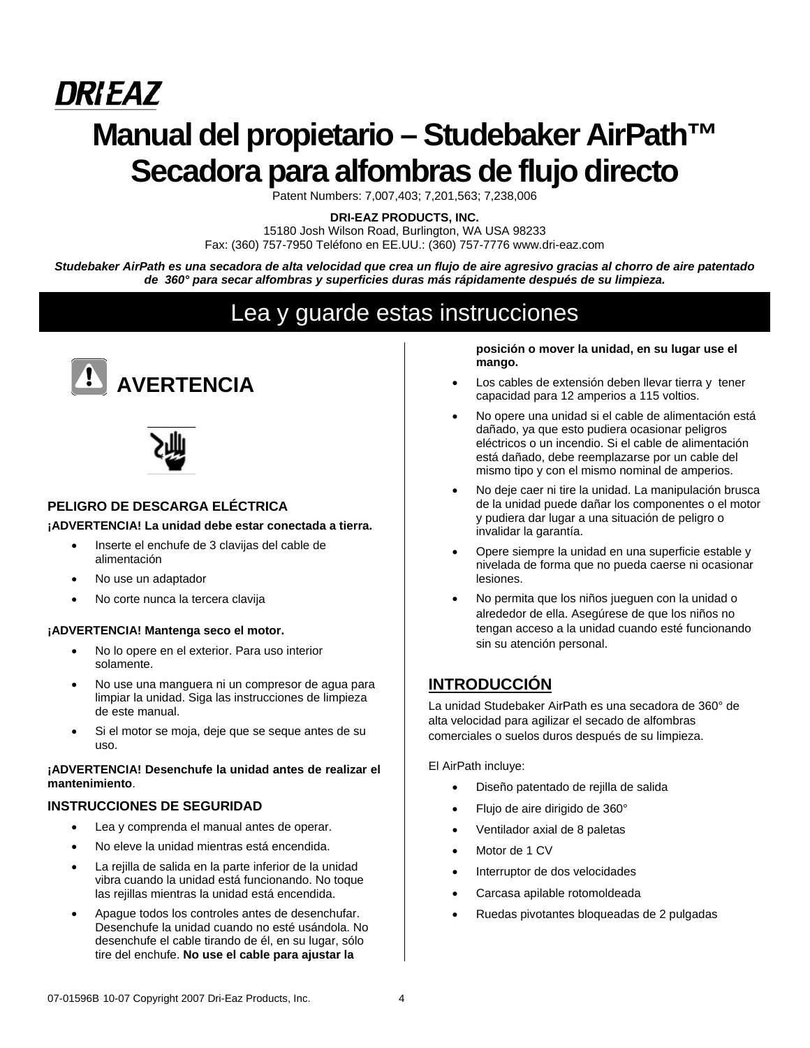**DRI-EAZ**

# Manual del propietario – Studebaker AirPath™ Secadora para alfombras de flujo directo

Patent Numbers: 7,007,403; 7,201,563; 7,238,006

**DRI-EAZ PRODUCTS, INC.**
15180 Josh Wilson Road, Burlington, WA USA 98233
Fax: (360) 757-7950 Teléfono en EE.UU.: (360) 757-7776 www.dri-eaz.com

***Studebaker AirPath es una secadora de alta velocidad que crea un flujo de aire agresivo gracias al chorro de aire patentado de 360° para secar alfombras y superficies duras más rápidamente después de su limpieza.***

## Lea y guarde estas instrucciones

## AVERTENCIA

### PELIGRO DE DESCARGA ELÉCTRICA

**¡ADVERTENCIA! La unidad debe estar conectada a tierra.**

- Inserte el enchufe de 3 clavijas del cable de alimentación
- No use un adaptador
- No corte nunca la tercera clavija

**¡ADVERTENCIA! Mantenga seco el motor.**

- No lo opere en el exterior. Para uso interior solamente.
- No use una manguera ni un compresor de agua para limpiar la unidad. Siga las instrucciones de limpieza de este manual.
- Si el motor se moja, deje que se seque antes de su uso.

**¡ADVERTENCIA! Desenchufe la unidad antes de realizar el mantenimiento**.

### INSTRUCCIONES DE SEGURIDAD

- Lea y comprenda el manual antes de operar.
- No eleve la unidad mientras está encendida.
- La rejilla de salida en la parte inferior de la unidad vibra cuando la unidad está funcionando. No toque las rejillas mientras la unidad está encendida.
- Apague todos los controles antes de desenchufar. Desenchufe la unidad cuando no esté usándola. No desenchufe el cable tirando de él, en su lugar, sólo tire del enchufe. **No use el cable para ajustar la posición o mover la unidad, en su lugar use el mango.**
- Los cables de extensión deben llevar tierra y tener capacidad para 12 amperios a 115 voltios.
- No opere una unidad si el cable de alimentación está dañado, ya que esto pudiera ocasionar peligros eléctricos o un incendio. Si el cable de alimentación está dañado, debe reemplazarse por un cable del mismo tipo y con el mismo nominal de amperios.
- No deje caer ni tire la unidad. La manipulación brusca de la unidad puede dañar los componentes o el motor y pudiera dar lugar a una situación de peligro o invalidar la garantía.
- Opere siempre la unidad en una superficie estable y nivelada de forma que no pueda caerse ni ocasionar lesiones.
- No permita que los niños jueguen con la unidad o alrededor de ella. Asegúrese de que los niños no tengan acceso a la unidad cuando esté funcionando sin su atención personal.

## INTRODUCCIÓN

La unidad Studebaker AirPath es una secadora de 360° de alta velocidad para agilizar el secado de alfombras comerciales o suelos duros después de su limpieza.

El AirPath incluye:

- Diseño patentado de rejilla de salida
- Flujo de aire dirigido de 360°
- Ventilador axial de 8 paletas
- Motor de 1 CV
- Interruptor de dos velocidades
- Carcasa apilable rotomoldeada
- Ruedas pivotantes bloqueadas de 2 pulgadas

07-01596B 10-07 Copyright 2007 Dri-Eaz Products, Inc.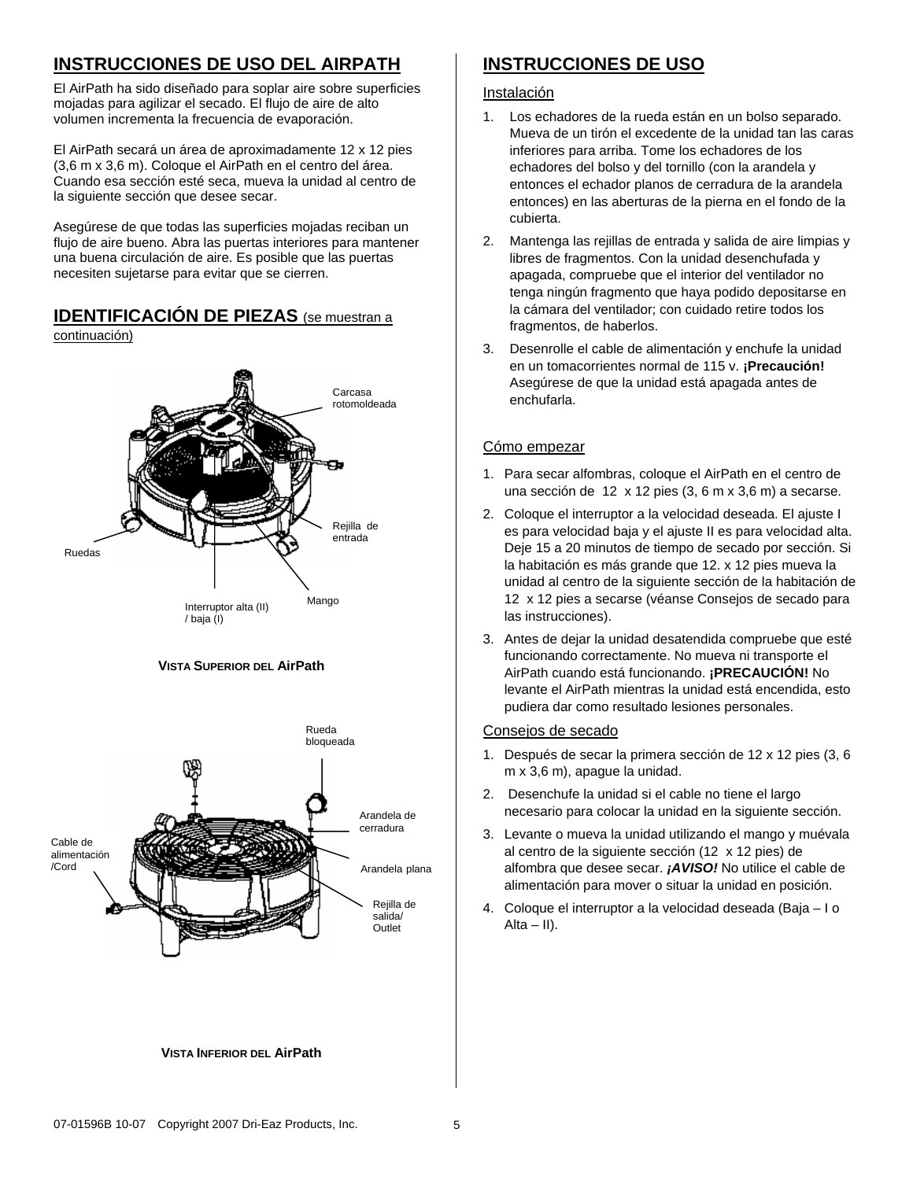## INSTRUCCIONES DE USO DEL AIRPATH

El AirPath ha sido diseñado para soplar aire sobre superficies mojadas para agilizar el secado. El flujo de aire de alto volumen incrementa la frecuencia de evaporación.

El AirPath secará un área de aproximadamente 12 x 12 pies (3,6 m x 3,6 m). Coloque el AirPath en el centro del área. Cuando esa sección esté seca, mueva la unidad al centro de la siguiente sección que desee secar.

Asegúrese de que todas las superficies mojadas reciban un flujo de aire bueno. Abra las puertas interiores para mantener una buena circulación de aire. Es posible que las puertas necesiten sujetarse para evitar que se cierren.

## IDENTIFICACIÓN DE PIEZAS (se muestran a continuación)

Carcasa rotomoldeada

Rejilla de entrada

Ruedas

Mango

Interruptor alta (II) / baja (I)

**VISTA SUPERIOR DEL AirPath**

Rueda bloqueada

Arandela de cerradura

Cable de alimentación /Cord

Arandela plana

Rejilla de salida/ Outlet

**VISTA INFERIOR DEL AirPath**

## INSTRUCCIONES DE USO

### Instalación

1. Los echadores de la rueda están en un bolso separado. Mueva de un tirón el excedente de la unidad tan las caras inferiores para arriba. Tome los echadores de los echadores del bolso y del tornillo (con la arandela y entonces el echador planos de cerradura de la arandela entonces) en las aberturas de la pierna en el fondo de la cubierta.
2. Mantenga las rejillas de entrada y salida de aire limpias y libres de fragmentos. Con la unidad desenchufada y apagada, compruebe que el interior del ventilador no tenga ningún fragmento que haya podido depositarse en la cámara del ventilador; con cuidado retire todos los fragmentos, de haberlos.
3. Desenrolle el cable de alimentación y enchufe la unidad en un tomacorrientes normal de 115 v. **¡Precaución!** Asegúrese de que la unidad está apagada antes de enchufarla.

### Cómo empezar

1. Para secar alfombras, coloque el AirPath en el centro de una sección de 12 x 12 pies (3, 6 m x 3,6 m) a secarse.
2. Coloque el interruptor a la velocidad deseada. El ajuste I es para velocidad baja y el ajuste II es para velocidad alta. Deje 15 a 20 minutos de tiempo de secado por sección. Si la habitación es más grande que 12. x 12 pies mueva la unidad al centro de la siguiente sección de la habitación de 12 x 12 pies a secarse (véanse Consejos de secado para las instrucciones).
3. Antes de dejar la unidad desatendida compruebe que esté funcionando correctamente. No mueva ni transporte el AirPath cuando está funcionando. **¡PRECAUCIÓN!** No levante el AirPath mientras la unidad está encendida, esto pudiera dar como resultado lesiones personales.

### Consejos de secado

1. Después de secar la primera sección de 12 x 12 pies (3, 6 m x 3,6 m), apague la unidad.
2. Desenchufe la unidad si el cable no tiene el largo necesario para colocar la unidad en la siguiente sección.
3. Levante o mueva la unidad utilizando el mango y muévala al centro de la siguiente sección (12 x 12 pies) de alfombra que desee secar. ***¡AVISO!*** No utilice el cable de alimentación para mover o situar la unidad en posición.
4. Coloque el interruptor a la velocidad deseada (Baja – I o Alta – II).

07-01596B 10-07 Copyright 2007 Dri-Eaz Products, Inc.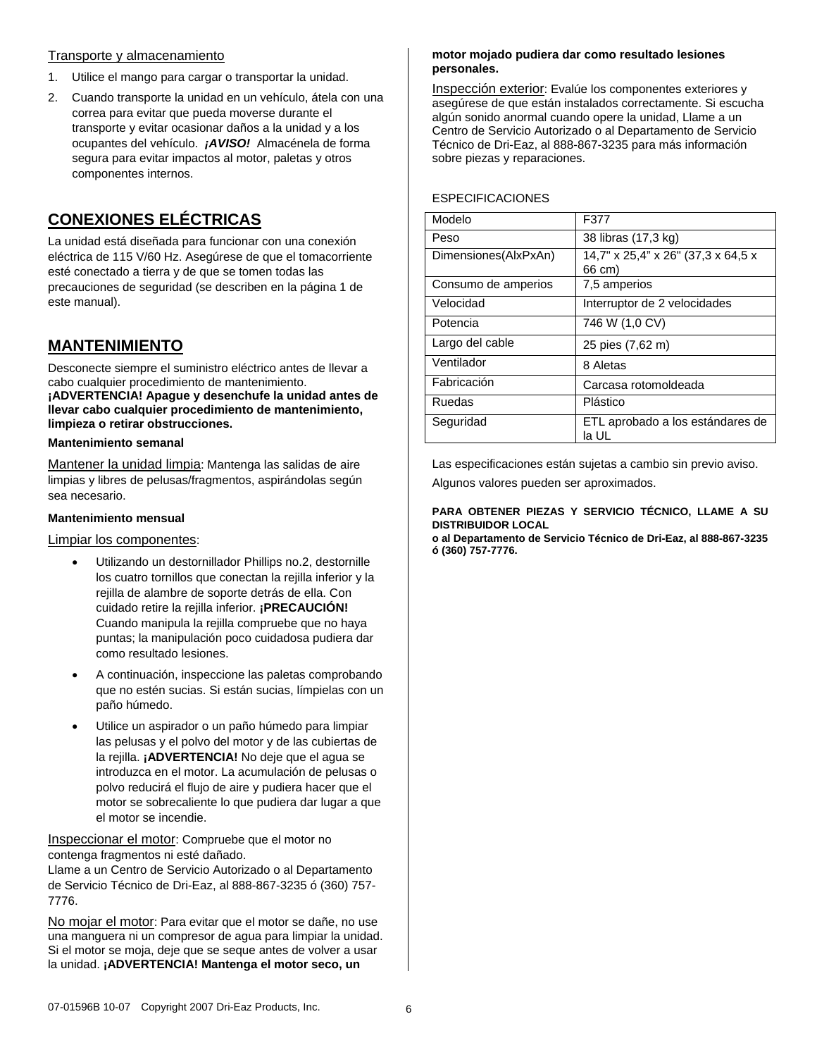Transporte y almacenamiento

1. Utilice el mango para cargar o transportar la unidad.
2. Cuando transporte la unidad en un vehículo, átela con una correa para evitar que pueda moverse durante el transporte y evitar ocasionar daños a la unidad y a los ocupantes del vehículo. ***¡AVISO!*** Almacénela de forma segura para evitar impactos al motor, paletas y otros componentes internos.

## CONEXIONES ELÉCTRICAS

La unidad está diseñada para funcionar con una conexión eléctrica de 115 V/60 Hz. Asegúrese de que el tomacorriente esté conectado a tierra y de que se tomen todas las precauciones de seguridad (se describen en la página 1 de este manual).

## MANTENIMIENTO

Desconecte siempre el suministro eléctrico antes de llevar a cabo cualquier procedimiento de mantenimiento.
**¡ADVERTENCIA! Apague y desenchufe la unidad antes de llevar cabo cualquier procedimiento de mantenimiento, limpieza o retirar obstrucciones.**

**Mantenimiento semanal**

Mantener la unidad limpia: Mantenga las salidas de aire limpias y libres de pelusas/fragmentos, aspirándolas según sea necesario.

**Mantenimiento mensual**

Limpiar los componentes:

- Utilizando un destornillador Phillips no.2, destornille los cuatro tornillos que conectan la rejilla inferior y la rejilla de alambre de soporte detrás de ella. Con cuidado retire la rejilla inferior. **¡PRECAUCIÓN!** Cuando manipula la rejilla compruebe que no haya puntas; la manipulación poco cuidadosa pudiera dar como resultado lesiones.
- A continuación, inspeccione las paletas comprobando que no estén sucias. Si están sucias, límpielas con un paño húmedo.
- Utilice un aspirador o un paño húmedo para limpiar las pelusas y el polvo del motor y de las cubiertas de la rejilla. **¡ADVERTENCIA!** No deje que el agua se introduzca en el motor. La acumulación de pelusas o polvo reducirá el flujo de aire y pudiera hacer que el motor se sobrecaliente lo que pudiera dar lugar a que el motor se incendie.

Inspeccionar el motor: Compruebe que el motor no contenga fragmentos ni esté dañado.
Llame a un Centro de Servicio Autorizado o al Departamento de Servicio Técnico de Dri-Eaz, al 888-867-3235 ó (360) 757-7776.

No mojar el motor: Para evitar que el motor se dañe, no use una manguera ni un compresor de agua para limpiar la unidad. Si el motor se moja, deje que se seque antes de volver a usar la unidad. **¡ADVERTENCIA! Mantenga el motor seco, un motor mojado pudiera dar como resultado lesiones personales.**

Inspección exterior: Evalúe los componentes exteriores y asegúrese de que están instalados correctamente. Si escucha algún sonido anormal cuando opere la unidad, Llame a un Centro de Servicio Autorizado o al Departamento de Servicio Técnico de Dri-Eaz, al 888-867-3235 para más información sobre piezas y reparaciones.

ESPECIFICACIONES

| Modelo | F377 |
|---|---|
| Peso | 38 libras (17,3 kg) |
| Dimensiones(AlxPxAn) | 14,7" x 25,4" x 26" (37,3 x 64,5 x 66 cm) |
| Consumo de amperios | 7,5 amperios |
| Velocidad | Interruptor de 2 velocidades |
| Potencia | 746 W (1,0 CV) |
| Largo del cable | 25 pies (7,62 m) |
| Ventilador | 8 Aletas |
| Fabricación | Carcasa rotomoldeada |
| Ruedas | Plástico |
| Seguridad | ETL aprobado a los estándares de la UL |

Las especificaciones están sujetas a cambio sin previo aviso.

Algunos valores pueden ser aproximados.

**PARA OBTENER PIEZAS Y SERVICIO TÉCNICO, LLAME A SU DISTRIBUIDOR LOCAL**
**o al Departamento de Servicio Técnico de Dri-Eaz, al 888-867-3235 ó (360) 757-7776.**

07-01596B 10-07 Copyright 2007 Dri-Eaz Products, Inc.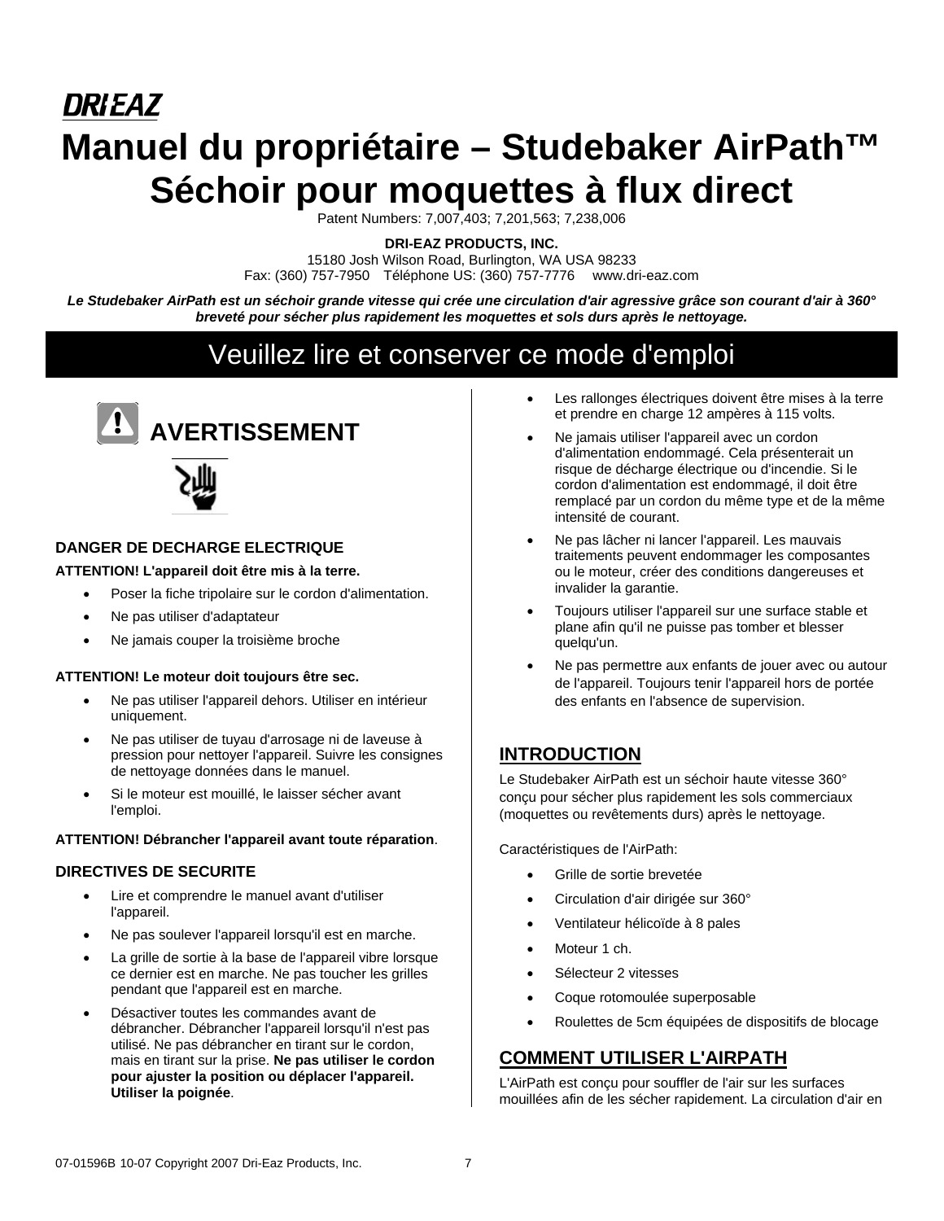DRI-EAZ

# Manuel du propriétaire – Studebaker AirPath™ Séchoir pour moquettes à flux direct

Patent Numbers: 7,007,403; 7,201,563; 7,238,006

**DRI-EAZ PRODUCTS, INC.**
15180 Josh Wilson Road, Burlington, WA USA 98233
Fax: (360) 757-7950 Téléphone US: (360) 757-7776 www.dri-eaz.com

***Le Studebaker AirPath est un séchoir grande vitesse qui crée une circulation d'air agressive grâce son courant d'air à 360° breveté pour sécher plus rapidement les moquettes et sols durs après le nettoyage.***

## Veuillez lire et conserver ce mode d'emploi

## AVERTISSEMENT

### DANGER DE DECHARGE ELECTRIQUE

**ATTENTION! L'appareil doit être mis à la terre.**

- Poser la fiche tripolaire sur le cordon d'alimentation.
- Ne pas utiliser d'adaptateur
- Ne jamais couper la troisième broche

**ATTENTION! Le moteur doit toujours être sec.**

- Ne pas utiliser l'appareil dehors. Utiliser en intérieur uniquement.
- Ne pas utiliser de tuyau d'arrosage ni de laveuse à pression pour nettoyer l'appareil. Suivre les consignes de nettoyage données dans le manuel.
- Si le moteur est mouillé, le laisser sécher avant l'emploi.

**ATTENTION! Débrancher l'appareil avant toute réparation**.

### DIRECTIVES DE SECURITE

- Lire et comprendre le manuel avant d'utiliser l'appareil.
- Ne pas soulever l'appareil lorsqu'il est en marche.
- La grille de sortie à la base de l'appareil vibre lorsque ce dernier est en marche. Ne pas toucher les grilles pendant que l'appareil est en marche.
- Désactiver toutes les commandes avant de débrancher. Débrancher l'appareil lorsqu'il n'est pas utilisé. Ne pas débrancher en tirant sur le cordon, mais en tirant sur la prise. **Ne pas utiliser le cordon pour ajuster la position ou déplacer l'appareil. Utiliser la poignée**.
- Les rallonges électriques doivent être mises à la terre et prendre en charge 12 ampères à 115 volts.
- Ne jamais utiliser l'appareil avec un cordon d'alimentation endommagé. Cela présenterait un risque de décharge électrique ou d'incendie. Si le cordon d'alimentation est endommagé, il doit être remplacé par un cordon du même type et de la même intensité de courant.
- Ne pas lâcher ni lancer l'appareil. Les mauvais traitements peuvent endommager les composantes ou le moteur, créer des conditions dangereuses et invalider la garantie.
- Toujours utiliser l'appareil sur une surface stable et plane afin qu'il ne puisse pas tomber et blesser quelqu'un.
- Ne pas permettre aux enfants de jouer avec ou autour de l'appareil. Toujours tenir l'appareil hors de portée des enfants en l'absence de supervision.

## INTRODUCTION

Le Studebaker AirPath est un séchoir haute vitesse 360° conçu pour sécher plus rapidement les sols commerciaux (moquettes ou revêtements durs) après le nettoyage.

Caractéristiques de l'AirPath:

- Grille de sortie brevetée
- Circulation d'air dirigée sur 360°
- Ventilateur hélicoïde à 8 pales
- Moteur 1 ch.
- Sélecteur 2 vitesses
- Coque rotomoulée superposable
- Roulettes de 5cm équipées de dispositifs de blocage

## COMMENT UTILISER L'AIRPATH

L'AirPath est conçu pour souffler de l'air sur les surfaces mouillées afin de les sécher rapidement. La circulation d'air en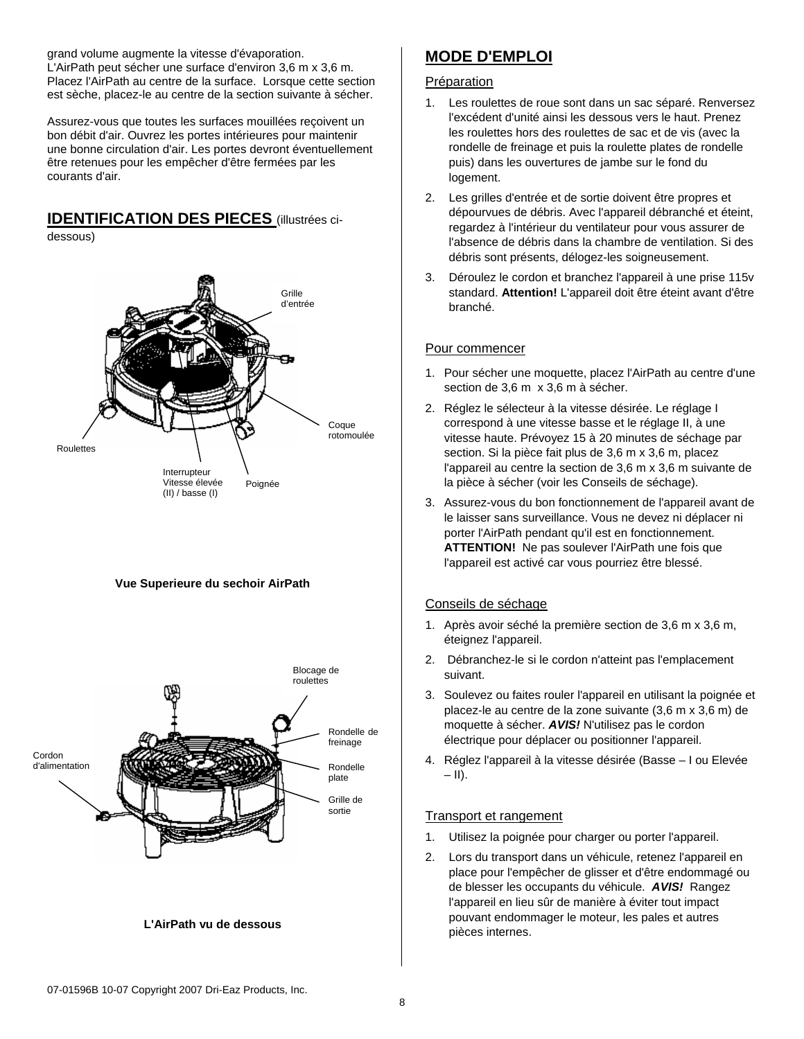grand volume augmente la vitesse d'évaporation. L'AirPath peut sécher une surface d'environ 3,6 m x 3,6 m. Placez l'AirPath au centre de la surface. Lorsque cette section est sèche, placez-le au centre de la section suivante à sécher.

Assurez-vous que toutes les surfaces mouillées reçoivent un bon débit d'air. Ouvrez les portes intérieures pour maintenir une bonne circulation d'air. Les portes devront éventuellement être retenues pour les empêcher d'être fermées par les courants d'air.

## IDENTIFICATION DES PIECES (illustrées ci-dessous)

Grille d'entrée

Coque rotomoulée

Roulettes

Interrupteur Vitesse élevée (II) / basse (I)

Poignée

**Vue Superieure du sechoir AirPath**

Blocage de roulettes

Rondelle de freinage

Cordon d'alimentation

Rondelle plate

Grille de sortie

**L'AirPath vu de dessous**

## MODE D'EMPLOI

### Préparation

1. Les roulettes de roue sont dans un sac séparé. Renversez l'excédent d'unité ainsi les dessous vers le haut. Prenez les roulettes hors des roulettes de sac et de vis (avec la rondelle de freinage et puis la roulette plates de rondelle puis) dans les ouvertures de jambe sur le fond du logement.
2. Les grilles d'entrée et de sortie doivent être propres et dépourvues de débris. Avec l'appareil débranché et éteint, regardez à l'intérieur du ventilateur pour vous assurer de l'absence de débris dans la chambre de ventilation. Si des débris sont présents, délogez-les soigneusement.
3. Déroulez le cordon et branchez l'appareil à une prise 115v standard. **Attention!** L'appareil doit être éteint avant d'être branché.

### Pour commencer

1. Pour sécher une moquette, placez l'AirPath au centre d'une section de 3,6 m x 3,6 m à sécher.
2. Réglez le sélecteur à la vitesse désirée. Le réglage I correspond à une vitesse basse et le réglage II, à une vitesse haute. Prévoyez 15 à 20 minutes de séchage par section. Si la pièce fait plus de 3,6 m x 3,6 m, placez l'appareil au centre la section de 3,6 m x 3,6 m suivante de la pièce à sécher (voir les Conseils de séchage).
3. Assurez-vous du bon fonctionnement de l'appareil avant de le laisser sans surveillance. Vous ne devez ni déplacer ni porter l'AirPath pendant qu'il est en fonctionnement. **ATTENTION!** Ne pas soulever l'AirPath une fois que l'appareil est activé car vous pourriez être blessé.

### Conseils de séchage

1. Après avoir séché la première section de 3,6 m x 3,6 m, éteignez l'appareil.
2. Débranchez-le si le cordon n'atteint pas l'emplacement suivant.
3. Soulevez ou faites rouler l'appareil en utilisant la poignée et placez-le au centre de la zone suivante (3,6 m x 3,6 m) de moquette à sécher. ***AVIS!*** N'utilisez pas le cordon électrique pour déplacer ou positionner l'appareil.
4. Réglez l'appareil à la vitesse désirée (Basse – I ou Elevée – II).

### Transport et rangement

1. Utilisez la poignée pour charger ou porter l'appareil.
2. Lors du transport dans un véhicule, retenez l'appareil en place pour l'empêcher de glisser et d'être endommagé ou de blesser les occupants du véhicule. ***AVIS!*** Rangez l'appareil en lieu sûr de manière à éviter tout impact pouvant endommager le moteur, les pales et autres pièces internes.

07-01596B 10-07 Copyright 2007 Dri-Eaz Products, Inc.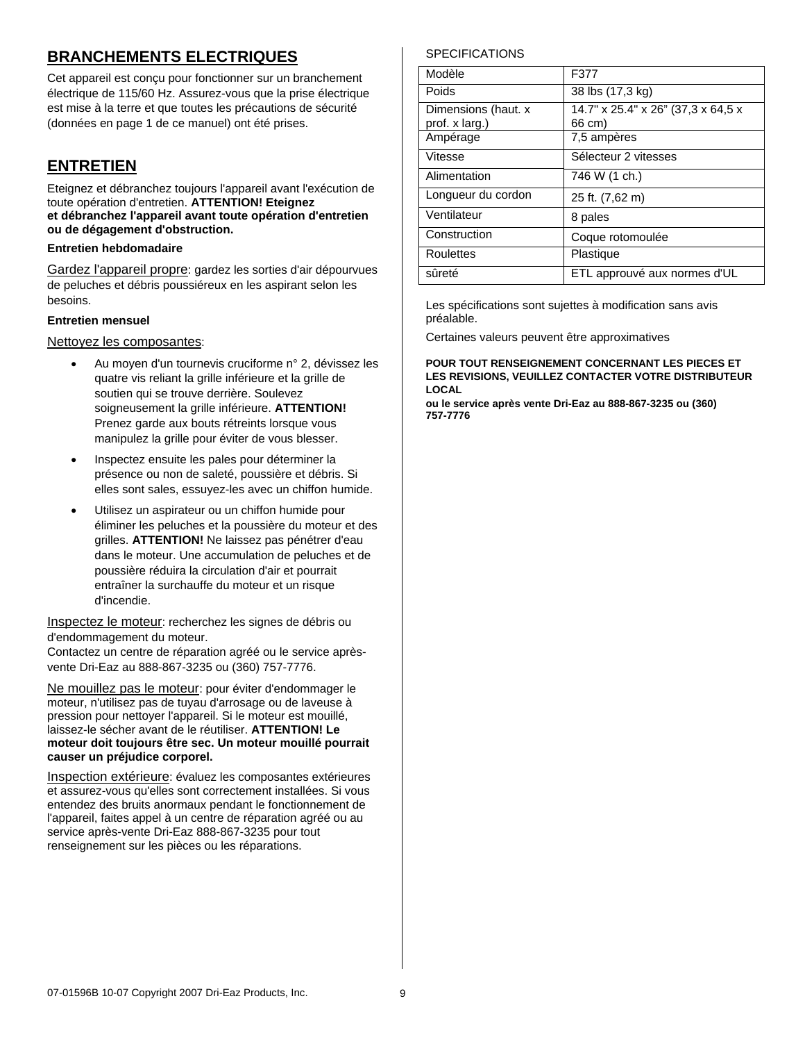## BRANCHEMENTS ELECTRIQUES

Cet appareil est conçu pour fonctionner sur un branchement électrique de 115/60 Hz. Assurez-vous que la prise électrique est mise à la terre et que toutes les précautions de sécurité (données en page 1 de ce manuel) ont été prises.

## ENTRETIEN

Eteignez et débranchez toujours l'appareil avant l'exécution de toute opération d'entretien. **ATTENTION! Eteignez et débranchez l'appareil avant toute opération d'entretien ou de dégagement d'obstruction.**

**Entretien hebdomadaire**

Gardez l'appareil propre: gardez les sorties d'air dépourvues de peluches et débris poussiéreux en les aspirant selon les besoins.

**Entretien mensuel**

Nettoyez les composantes:

- Au moyen d'un tournevis cruciforme n° 2, dévissez les quatre vis reliant la grille inférieure et la grille de soutien qui se trouve derrière. Soulevez soigneusement la grille inférieure. **ATTENTION!** Prenez garde aux bouts rétreints lorsque vous manipulez la grille pour éviter de vous blesser.
- Inspectez ensuite les pales pour déterminer la présence ou non de saleté, poussière et débris. Si elles sont sales, essuyez-les avec un chiffon humide.
- Utilisez un aspirateur ou un chiffon humide pour éliminer les peluches et la poussière du moteur et des grilles. **ATTENTION!** Ne laissez pas pénétrer d'eau dans le moteur. Une accumulation de peluches et de poussière réduira la circulation d'air et pourrait entraîner la surchauffe du moteur et un risque d'incendie.

Inspectez le moteur: recherchez les signes de débris ou d'endommagement du moteur.
Contactez un centre de réparation agréé ou le service après-vente Dri-Eaz au 888-867-3235 ou (360) 757-7776.

Ne mouillez pas le moteur: pour éviter d'endommager le moteur, n'utilisez pas de tuyau d'arrosage ou de laveuse à pression pour nettoyer l'appareil. Si le moteur est mouillé, laissez-le sécher avant de le réutiliser. **ATTENTION! Le moteur doit toujours être sec. Un moteur mouillé pourrait causer un préjudice corporel.**

Inspection extérieure: évaluez les composantes extérieures et assurez-vous qu'elles sont correctement installées. Si vous entendez des bruits anormaux pendant le fonctionnement de l'appareil, faites appel à un centre de réparation agréé ou au service après-vente Dri-Eaz 888-867-3235 pour tout renseignement sur les pièces ou les réparations.

SPECIFICATIONS

| | |
|---|---|
| Modèle | F377 |
| Poids | 38 lbs (17,3 kg) |
| Dimensions (haut. x prof. x larg.) | 14.7" x 25.4" x 26" (37,3 x 64,5 x 66 cm) |
| Ampérage | 7,5 ampères |
| Vitesse | Sélecteur 2 vitesses |
| Alimentation | 746 W (1 ch.) |
| Longueur du cordon | 25 ft. (7,62 m) |
| Ventilateur | 8 pales |
| Construction | Coque rotomoulée |
| Roulettes | Plastique |
| sûreté | ETL approuvé aux normes d'UL |

Les spécifications sont sujettes à modification sans avis préalable.

Certaines valeurs peuvent être approximatives

**POUR TOUT RENSEIGNEMENT CONCERNANT LES PIECES ET LES REVISIONS, VEUILLEZ CONTACTER VOTRE DISTRIBUTEUR LOCAL**
**ou le service après vente Dri-Eaz au 888-867-3235 ou (360) 757-7776**

07-01596B 10-07 Copyright 2007 Dri-Eaz Products, Inc.